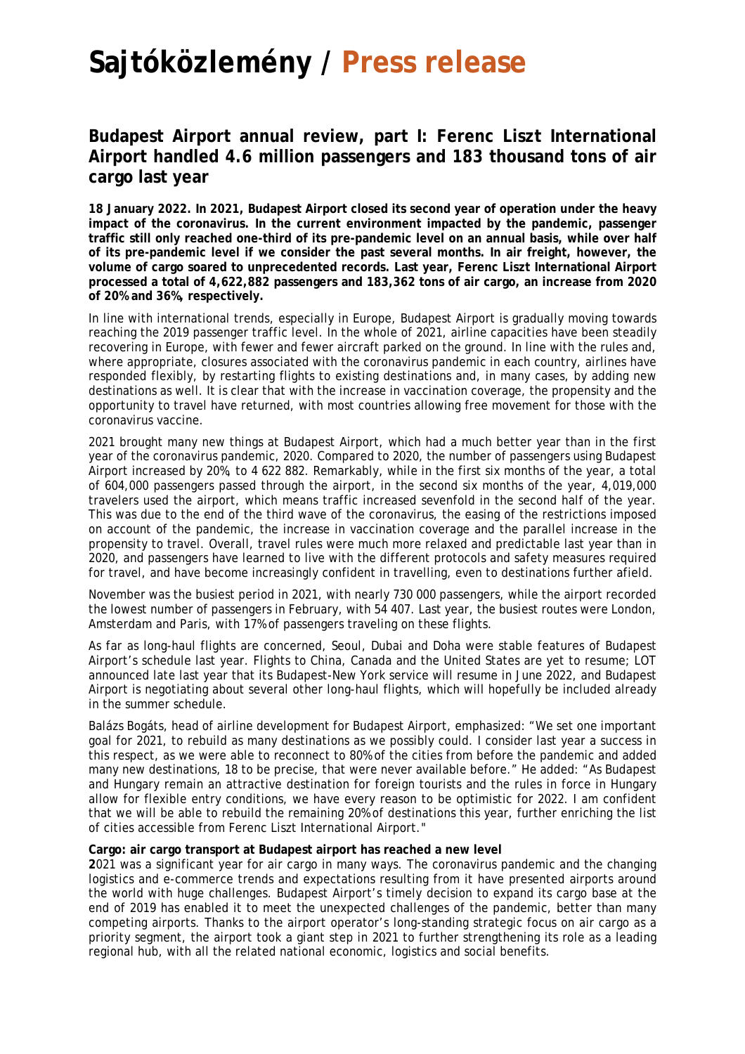# Sajtóközlemény / Press release

## Budapest Airport annual review, part I: Ferenc Liszt International Airport handled 4.6 million passengers and 183 thousand tons of air cargo last year

**18 January 2022. In 2021, Budapest Airport closed its second year of operation under the heavy impact of the coronavirus. In the current environment impacted by the pandemic, passenger traffic still only reached one-third of its pre-pandemic level on an annual basis, while over half of its pre-pandemic level if we consider the past several months. In air freight, however, the volume of cargo soared to unprecedented records. Last year, Ferenc Liszt International Airport processed a total of 4,622,882 passengers and 183,362 tons of air cargo, an increase from 2020 of 20% and 36%, respectively.**

In line with international trends, especially in Europe, Budapest Airport is gradually moving towards reaching the 2019 passenger traffic level. In the whole of 2021, airline capacities have been steadily recovering in Europe, with fewer and fewer aircraft parked on the ground. In line with the rules and, where appropriate, closures associated with the coronavirus pandemic in each country, airlines have responded flexibly, by restarting flights to existing destinations and, in many cases, by adding new destinations as well. It is clear that with the increase in vaccination coverage, the propensity and the opportunity to travel have returned, with most countries allowing free movement for those with the coronavirus vaccine.

2021 brought many new things at Budapest Airport, which had a much better year than in the first year of the coronavirus pandemic, 2020. Compared to 2020, the number of passengers using Budapest Airport increased by 20%, to 4 622 882. Remarkably, while in the first six months of the year, a total of 604,000 passengers passed through the airport, in the second six months of the year, 4,019,000 travelers used the airport, which means traffic increased sevenfold in the second half of the year. This was due to the end of the third wave of the coronavirus, the easing of the restrictions imposed on account of the pandemic, the increase in vaccination coverage and the parallel increase in the propensity to travel. Overall, travel rules were much more relaxed and predictable last year than in 2020, and passengers have learned to live with the different protocols and safety measures required for travel, and have become increasingly confident in travelling, even to destinations further afield.

November was the busiest period in 2021, with nearly 730 000 passengers, while the airport recorded the lowest number of passengers in February, with 54 407. Last year, the busiest routes were London, Amsterdam and Paris, with 17% of passengers traveling on these flights.

As far as long-haul flights are concerned, Seoul, Dubai and Doha were stable features of Budapest Airport's schedule last year. Flights to China, Canada and the United States are yet to resume; LOT announced late last year that its Budapest-New York service will resume in June 2022, and Budapest Airport is negotiating about several other long-haul flights, which will hopefully be included already in the summer schedule.

Balázs Bogáts, head of airline development for Budapest Airport, emphasized: "We set one important goal for 2021, to rebuild as many destinations as we possibly could. I consider last year a success in this respect, as we were able to reconnect to 80% of the cities from before the pandemic and added many new destinations, 18 to be precise, that were never available before." He added: "As Budapest and Hungary remain an attractive destination for foreign tourists and the rules in force in Hungary allow for flexible entry conditions, we have every reason to be optimistic for 2022. I am confident that we will be able to rebuild the remaining 20% of destinations this year, further enriching the list of cities accessible from Ferenc Liszt International Airport."

**Cargo: air cargo transport at Budapest airport has reached a new level**

2021 was a significant year for air cargo in many ways. The coronavirus pandemic and the changing logistics and e-commerce trends and expectations resulting from it have presented airports around the world with huge challenges. Budapest Airport's timely decision to expand its cargo base at the end of 2019 has enabled it to meet the unexpected challenges of the pandemic, better than many competing airports. Thanks to the airport operator's long-standing strategic focus on air cargo as a priority segment, the airport took a giant step in 2021 to further strengthening its role as a leading regional hub, with all the related national economic, logistics and social benefits.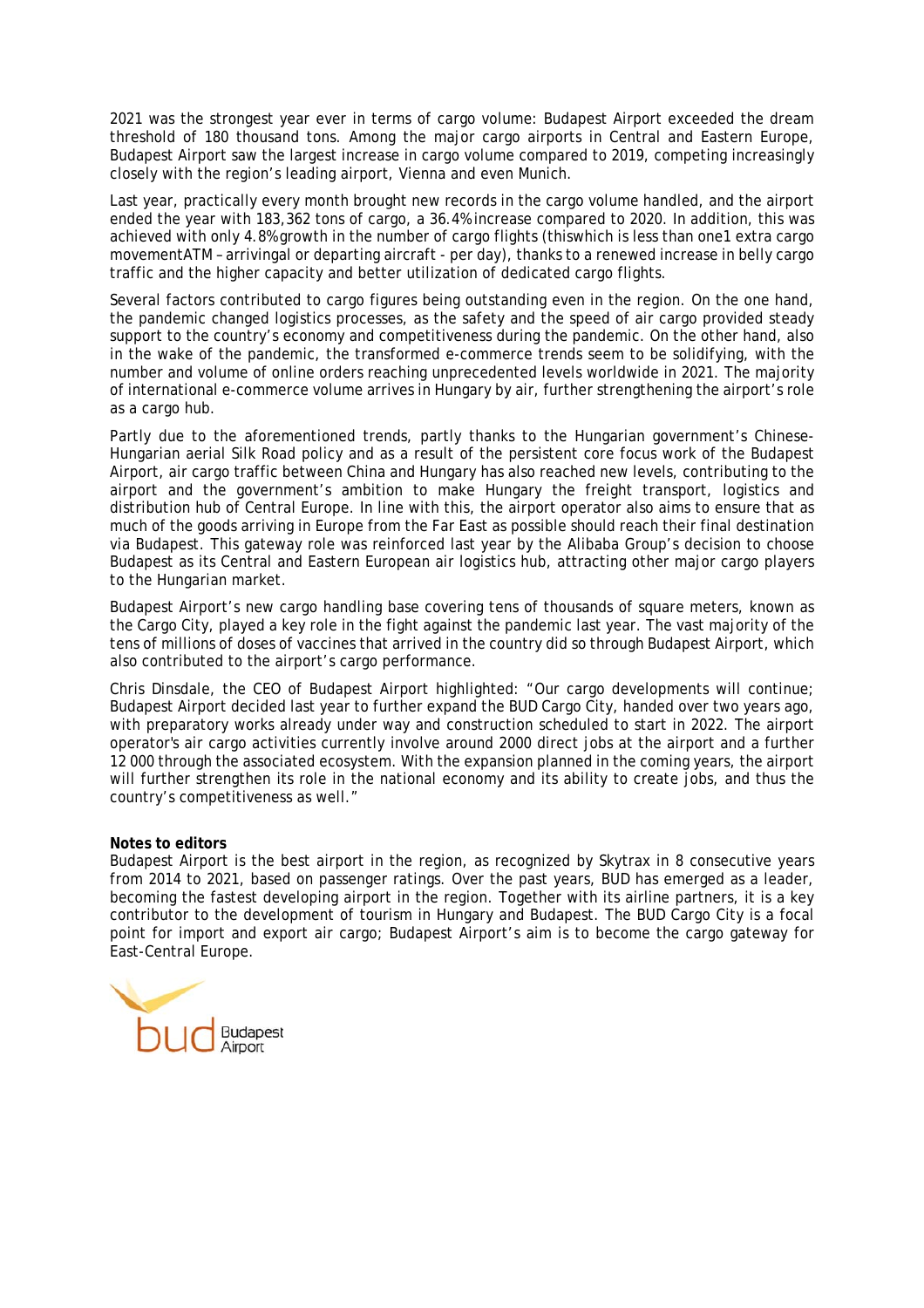2021 was the strongest year ever in terms of cargo volume: Budapest Airport exceeded the dream threshold of 180 thousand tons. Among the major cargo airports in Central and Eastern Europe, Budapest Airport saw the largest increase in cargo volume compared to 2019, competing increasingly closely with the region's leading airport, Vienna and even Munich.

Last year, practically every month brought new records in the cargo volume handled, and the airport ended the year with 183,362 tons of cargo, a 36.4% increase compared to 2020. In addition, this was achieved with only 4.8% growth in the number of cargo flights (thiswhich is less than one1 extra cargo movementATM – arrivingal or departing aircraft - per day), thanks to a renewed increase in belly cargo traffic and the higher capacity and better utilization of dedicated cargo flights.

Several factors contributed to cargo figures being outstanding even in the region. On the one hand, the pandemic changed logistics processes, as the safety and the speed of air cargo provided steady support to the country's economy and competitiveness during the pandemic. On the other hand, also in the wake of the pandemic, the transformed e-commerce trends seem to be solidifying, with the number and volume of online orders reaching unprecedented levels worldwide in 2021. The majority of international e-commerce volume arrives in Hungary by air, further strengthening the airport's role as a cargo hub.

Partly due to the aforementioned trends, partly thanks to the Hungarian government's Chinese-Hungarian aerial Silk Road policy and as a result of the persistent core focus work of the Budapest Airport, air cargo traffic between China and Hungary has also reached new levels, contributing to the airport and the government's ambition to make Hungary the freight transport, logistics and distribution hub of Central Europe. In line with this, the airport operator also aims to ensure that as much of the goods arriving in Europe from the Far East as possible should reach their final destination via Budapest. This gateway role was reinforced last year by the Alibaba Group's decision to choose Budapest as its Central and Eastern European air logistics hub, attracting other major cargo players to the Hungarian market.

Budapest Airport's new cargo handling base covering tens of thousands of square meters, known as the Cargo City, played a key role in the fight against the pandemic last year. The vast majority of the tens of millions of doses of vaccines that arrived in the country did so through Budapest Airport, which also contributed to the airport's cargo performance.

Chris Dinsdale, the CEO of Budapest Airport highlighted: "Our cargo developments will continue; Budapest Airport decided last year to further expand the BUD Cargo City, handed over two years ago, with preparatory works already under way and construction scheduled to start in 2022. The airport operator's air cargo activities currently involve around 2000 direct jobs at the airport and a further 12 000 through the associated ecosystem. With the expansion planned in the coming years, the airport will further strengthen its role in the national economy and its ability to create jobs, and thus the country's competitiveness as well."

**Notes to editors**

Budapest Airport is the best airport in the region, as recognized by Skytrax in 8 consecutive years from 2014 to 2021, based on passenger ratings. Over the past years, BUD has emerged as a leader, becoming the fastest developing airport in the region. Together with its airline partners, it is a key contributor to the development of tourism in Hungary and Budapest. The BUD Cargo City is a focal point for import and export air cargo; Budapest Airport's aim is to become the cargo gateway for East-Central Europe.

bud Budapest Airport